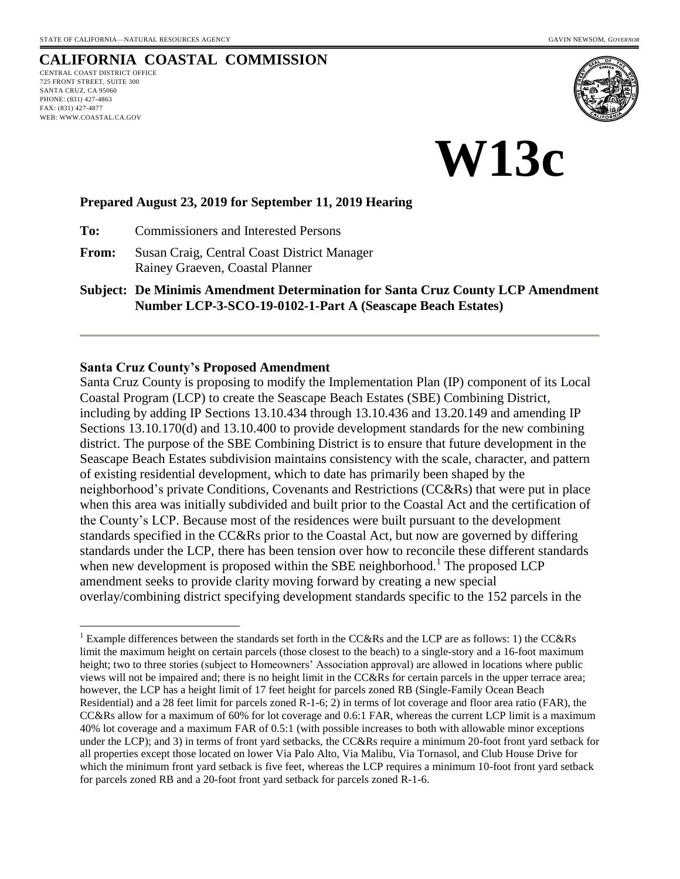STATE OF CALIFORNIA—NATURAL RESOURCES AGENCY GAVIN NEWSOM, *GOVERNOR*

# CALIFORNIA COASTAL COMMISSION

CENTRAL COAST DISTRICT OFFICE
725 FRONT STREET, SUITE 300
SANTA CRUZ, CA 95060
PHONE: (831) 427-4863
FAX: (831) 427-4877
WEB: WWW.COASTAL.CA.GOV

# W13c

**Prepared August 23, 2019 for September 11, 2019 Hearing**

**To:** Commissioners and Interested Persons

**From:** Susan Craig, Central Coast District Manager
Rainey Graeven, Coastal Planner

**Subject: De Minimis Amendment Determination for Santa Cruz County LCP Amendment Number LCP-3-SCO-19-0102-1-Part A (Seascape Beach Estates)**

---

### Santa Cruz County's Proposed Amendment

Santa Cruz County is proposing to modify the Implementation Plan (IP) component of its Local Coastal Program (LCP) to create the Seascape Beach Estates (SBE) Combining District, including by adding IP Sections 13.10.434 through 13.10.436 and 13.20.149 and amending IP Sections 13.10.170(d) and 13.10.400 to provide development standards for the new combining district. The purpose of the SBE Combining District is to ensure that future development in the Seascape Beach Estates subdivision maintains consistency with the scale, character, and pattern of existing residential development, which to date has primarily been shaped by the neighborhood's private Conditions, Covenants and Restrictions (CC&Rs) that were put in place when this area was initially subdivided and built prior to the Coastal Act and the certification of the County's LCP. Because most of the residences were built pursuant to the development standards specified in the CC&Rs prior to the Coastal Act, but now are governed by differing standards under the LCP, there has been tension over how to reconcile these different standards when new development is proposed within the SBE neighborhood.[1] The proposed LCP amendment seeks to provide clarity moving forward by creating a new special overlay/combining district specifying development standards specific to the 152 parcels in the

---

[1] Example differences between the standards set forth in the CC&Rs and the LCP are as follows: 1) the CC&Rs limit the maximum height on certain parcels (those closest to the beach) to a single-story and a 16-foot maximum height; two to three stories (subject to Homeowners' Association approval) are allowed in locations where public views will not be impaired and; there is no height limit in the CC&Rs for certain parcels in the upper terrace area; however, the LCP has a height limit of 17 feet height for parcels zoned RB (Single-Family Ocean Beach Residential) and a 28 feet limit for parcels zoned R-1-6; 2) in terms of lot coverage and floor area ratio (FAR), the CC&Rs allow for a maximum of 60% for lot coverage and 0.6:1 FAR, whereas the current LCP limit is a maximum 40% lot coverage and a maximum FAR of 0.5:1 (with possible increases to both with allowable minor exceptions under the LCP); and 3) in terms of front yard setbacks, the CC&Rs require a minimum 20-foot front yard setback for all properties except those located on lower Via Palo Alto, Via Malibu, Via Tornasol, and Club House Drive for which the minimum front yard setback is five feet, whereas the LCP requires a minimum 10-foot front yard setback for parcels zoned RB and a 20-foot front yard setback for parcels zoned R-1-6.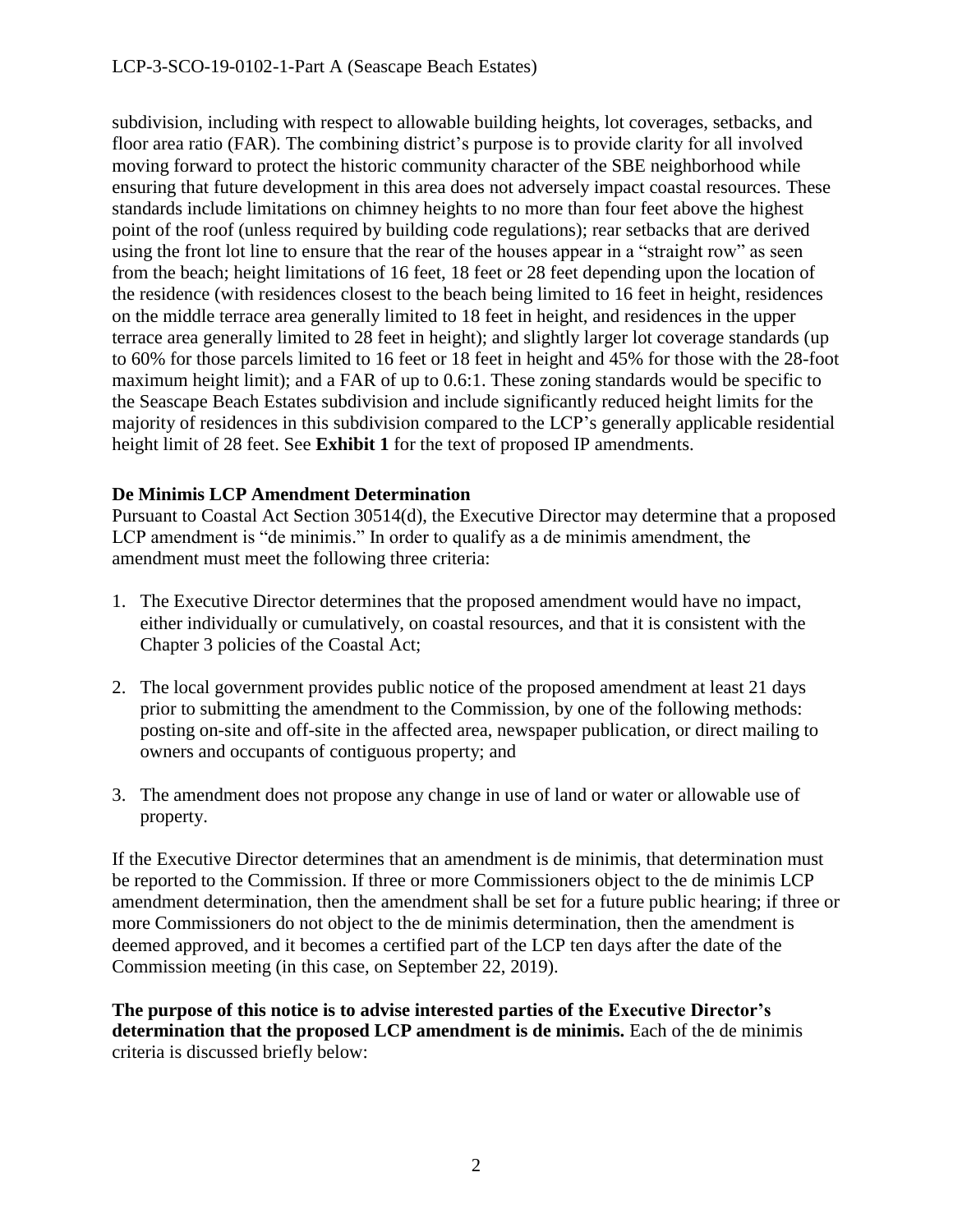subdivision, including with respect to allowable building heights, lot coverages, setbacks, and floor area ratio (FAR). The combining district's purpose is to provide clarity for all involved moving forward to protect the historic community character of the SBE neighborhood while ensuring that future development in this area does not adversely impact coastal resources. These standards include limitations on chimney heights to no more than four feet above the highest point of the roof (unless required by building code regulations); rear setbacks that are derived using the front lot line to ensure that the rear of the houses appear in a "straight row" as seen from the beach; height limitations of 16 feet, 18 feet or 28 feet depending upon the location of the residence (with residences closest to the beach being limited to 16 feet in height, residences on the middle terrace area generally limited to 18 feet in height, and residences in the upper terrace area generally limited to 28 feet in height); and slightly larger lot coverage standards (up to 60% for those parcels limited to 16 feet or 18 feet in height and 45% for those with the 28-foot maximum height limit); and a FAR of up to 0.6:1. These zoning standards would be specific to the Seascape Beach Estates subdivision and include significantly reduced height limits for the majority of residences in this subdivision compared to the LCP's generally applicable residential height limit of 28 feet. See **Exhibit 1** for the text of proposed IP amendments.

**De Minimis LCP Amendment Determination**

Pursuant to Coastal Act Section 30514(d), the Executive Director may determine that a proposed LCP amendment is "de minimis." In order to qualify as a de minimis amendment, the amendment must meet the following three criteria:

1. The Executive Director determines that the proposed amendment would have no impact, either individually or cumulatively, on coastal resources, and that it is consistent with the Chapter 3 policies of the Coastal Act;
2. The local government provides public notice of the proposed amendment at least 21 days prior to submitting the amendment to the Commission, by one of the following methods: posting on-site and off-site in the affected area, newspaper publication, or direct mailing to owners and occupants of contiguous property; and
3. The amendment does not propose any change in use of land or water or allowable use of property.

If the Executive Director determines that an amendment is de minimis, that determination must be reported to the Commission. If three or more Commissioners object to the de minimis LCP amendment determination, then the amendment shall be set for a future public hearing; if three or more Commissioners do not object to the de minimis determination, then the amendment is deemed approved, and it becomes a certified part of the LCP ten days after the date of the Commission meeting (in this case, on September 22, 2019).

**The purpose of this notice is to advise interested parties of the Executive Director's determination that the proposed LCP amendment is de minimis.** Each of the de minimis criteria is discussed briefly below: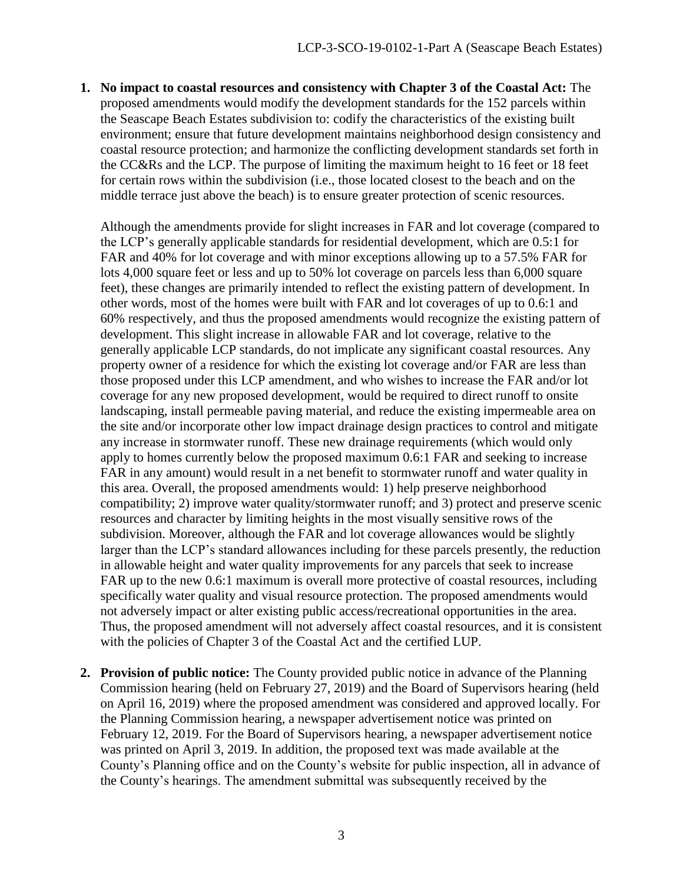1. **No impact to coastal resources and consistency with Chapter 3 of the Coastal Act:** The proposed amendments would modify the development standards for the 152 parcels within the Seascape Beach Estates subdivision to: codify the characteristics of the existing built environment; ensure that future development maintains neighborhood design consistency and coastal resource protection; and harmonize the conflicting development standards set forth in the CC&Rs and the LCP. The purpose of limiting the maximum height to 16 feet or 18 feet for certain rows within the subdivision (i.e., those located closest to the beach and on the middle terrace just above the beach) is to ensure greater protection of scenic resources.

   Although the amendments provide for slight increases in FAR and lot coverage (compared to the LCP's generally applicable standards for residential development, which are 0.5:1 for FAR and 40% for lot coverage and with minor exceptions allowing up to a 57.5% FAR for lots 4,000 square feet or less and up to 50% lot coverage on parcels less than 6,000 square feet), these changes are primarily intended to reflect the existing pattern of development. In other words, most of the homes were built with FAR and lot coverages of up to 0.6:1 and 60% respectively, and thus the proposed amendments would recognize the existing pattern of development. This slight increase in allowable FAR and lot coverage, relative to the generally applicable LCP standards, do not implicate any significant coastal resources. Any property owner of a residence for which the existing lot coverage and/or FAR are less than those proposed under this LCP amendment, and who wishes to increase the FAR and/or lot coverage for any new proposed development, would be required to direct runoff to onsite landscaping, install permeable paving material, and reduce the existing impermeable area on the site and/or incorporate other low impact drainage design practices to control and mitigate any increase in stormwater runoff. These new drainage requirements (which would only apply to homes currently below the proposed maximum 0.6:1 FAR and seeking to increase FAR in any amount) would result in a net benefit to stormwater runoff and water quality in this area. Overall, the proposed amendments would: 1) help preserve neighborhood compatibility; 2) improve water quality/stormwater runoff; and 3) protect and preserve scenic resources and character by limiting heights in the most visually sensitive rows of the subdivision. Moreover, although the FAR and lot coverage allowances would be slightly larger than the LCP's standard allowances including for these parcels presently, the reduction in allowable height and water quality improvements for any parcels that seek to increase FAR up to the new 0.6:1 maximum is overall more protective of coastal resources, including specifically water quality and visual resource protection. The proposed amendments would not adversely impact or alter existing public access/recreational opportunities in the area. Thus, the proposed amendment will not adversely affect coastal resources, and it is consistent with the policies of Chapter 3 of the Coastal Act and the certified LUP.

2. **Provision of public notice:** The County provided public notice in advance of the Planning Commission hearing (held on February 27, 2019) and the Board of Supervisors hearing (held on April 16, 2019) where the proposed amendment was considered and approved locally. For the Planning Commission hearing, a newspaper advertisement notice was printed on February 12, 2019. For the Board of Supervisors hearing, a newspaper advertisement notice was printed on April 3, 2019. In addition, the proposed text was made available at the County's Planning office and on the County's website for public inspection, all in advance of the County's hearings. The amendment submittal was subsequently received by the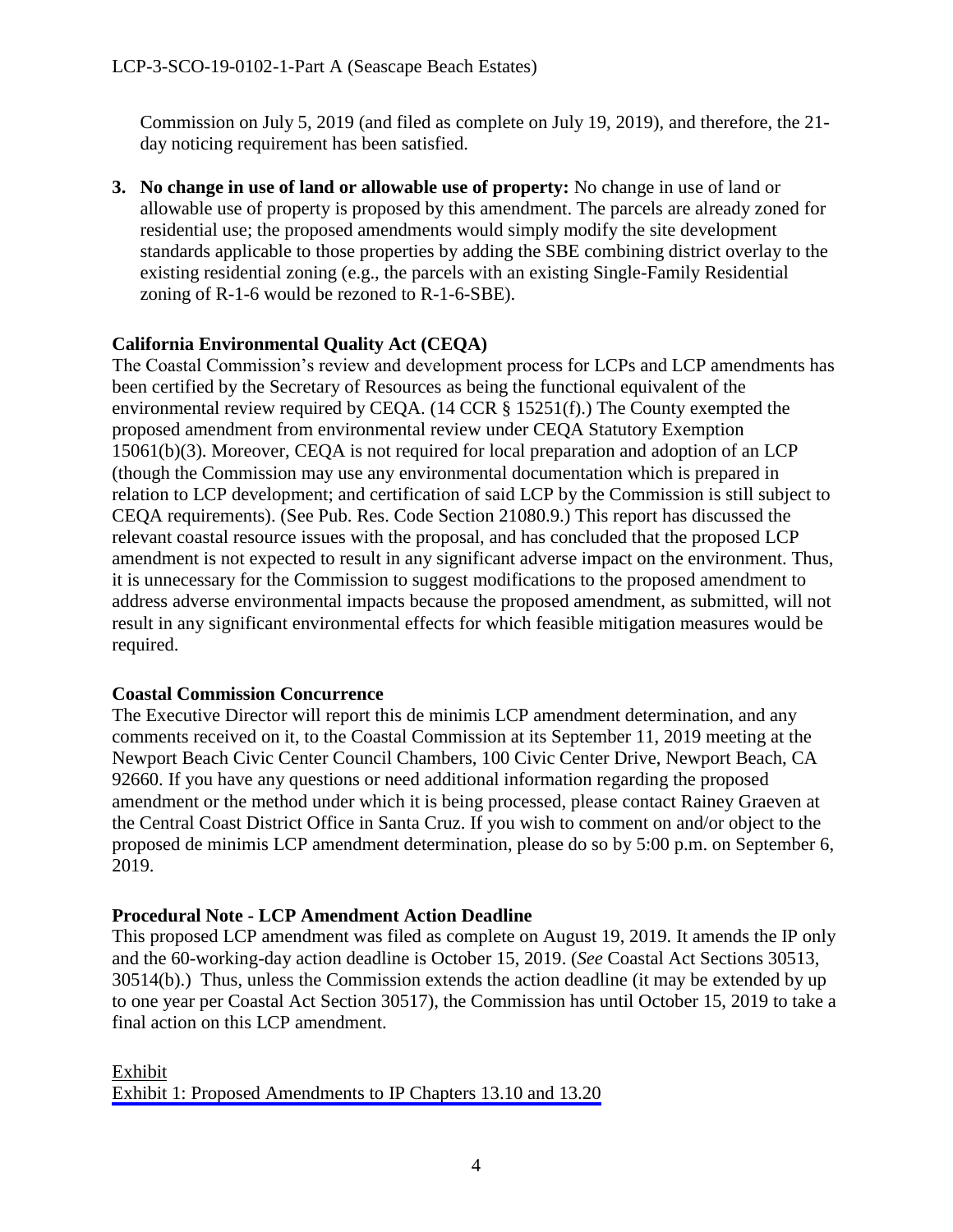Commission on July 5, 2019 (and filed as complete on July 19, 2019), and therefore, the 21-day noticing requirement has been satisfied.

3. **No change in use of land or allowable use of property:** No change in use of land or allowable use of property is proposed by this amendment. The parcels are already zoned for residential use; the proposed amendments would simply modify the site development standards applicable to those properties by adding the SBE combining district overlay to the existing residential zoning (e.g., the parcels with an existing Single-Family Residential zoning of R-1-6 would be rezoned to R-1-6-SBE).

**California Environmental Quality Act (CEQA)**
The Coastal Commission's review and development process for LCPs and LCP amendments has been certified by the Secretary of Resources as being the functional equivalent of the environmental review required by CEQA. (14 CCR § 15251(f).) The County exempted the proposed amendment from environmental review under CEQA Statutory Exemption 15061(b)(3). Moreover, CEQA is not required for local preparation and adoption of an LCP (though the Commission may use any environmental documentation which is prepared in relation to LCP development; and certification of said LCP by the Commission is still subject to CEQA requirements). (See Pub. Res. Code Section 21080.9.) This report has discussed the relevant coastal resource issues with the proposal, and has concluded that the proposed LCP amendment is not expected to result in any significant adverse impact on the environment. Thus, it is unnecessary for the Commission to suggest modifications to the proposed amendment to address adverse environmental impacts because the proposed amendment, as submitted, will not result in any significant environmental effects for which feasible mitigation measures would be required.

**Coastal Commission Concurrence**
The Executive Director will report this de minimis LCP amendment determination, and any comments received on it, to the Coastal Commission at its September 11, 2019 meeting at the Newport Beach Civic Center Council Chambers, 100 Civic Center Drive, Newport Beach, CA 92660. If you have any questions or need additional information regarding the proposed amendment or the method under which it is being processed, please contact Rainey Graeven at the Central Coast District Office in Santa Cruz. If you wish to comment on and/or object to the proposed de minimis LCP amendment determination, please do so by 5:00 p.m. on September 6, 2019.

**Procedural Note - LCP Amendment Action Deadline**
This proposed LCP amendment was filed as complete on August 19, 2019. It amends the IP only and the 60-working-day action deadline is October 15, 2019. (*See* Coastal Act Sections 30513, 30514(b).) Thus, unless the Commission extends the action deadline (it may be extended by up to one year per Coastal Act Section 30517), the Commission has until October 15, 2019 to take a final action on this LCP amendment.

Exhibit
Exhibit 1: Proposed Amendments to IP Chapters 13.10 and 13.20